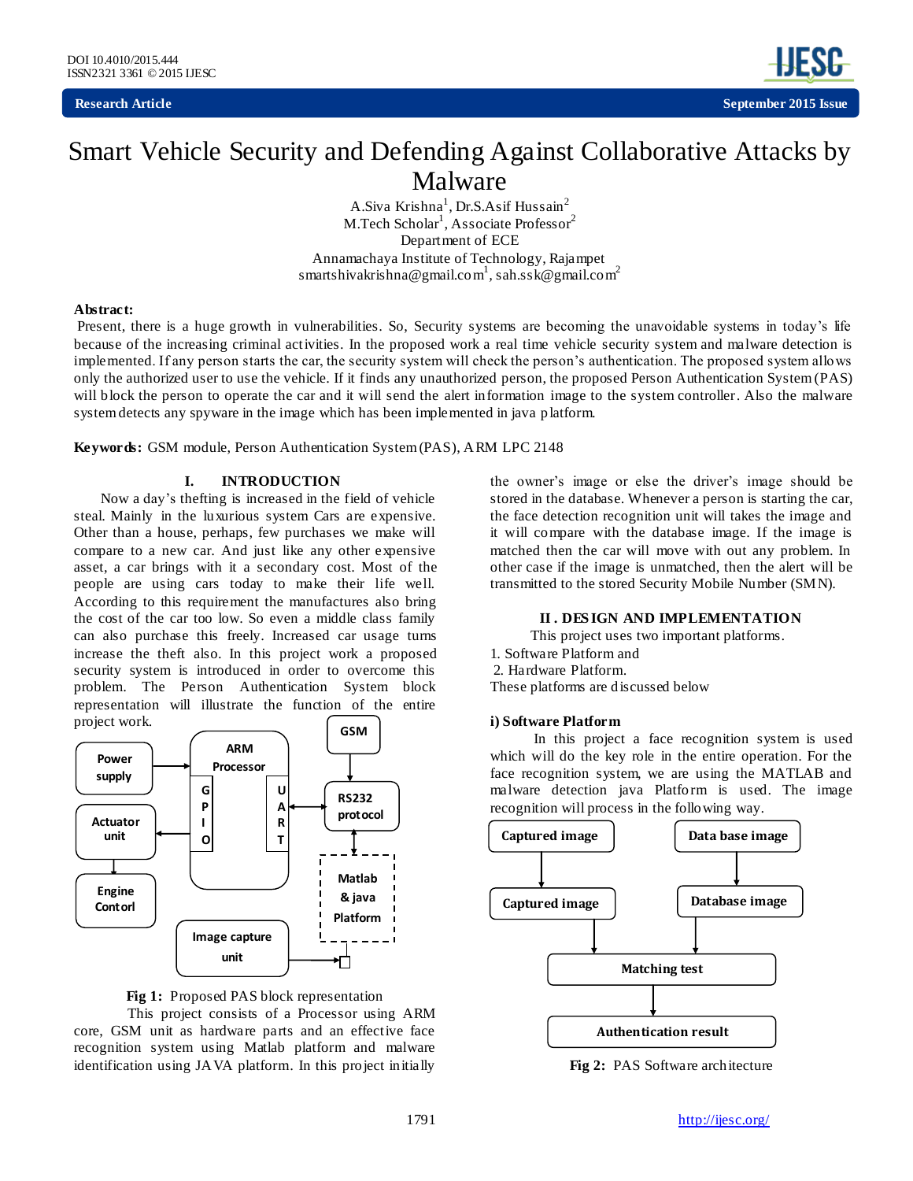# Smart Vehicle Security and Defending Against Collaborative Attacks by Malware

A.Siva Krishna[1], Dr.S.Asif Hussain[2]
M.Tech Scholar[1], Associate Professor[2]
Department of ECE
Annamachaya Institute of Technology, Rajampet
smartshivakrishna@gmail.com[1], sah.ssk@gmail.com[2]

**Abstract:**
Present, there is a huge growth in vulnerabilities. So, Security systems are becoming the unavoidable systems in today's life because of the increasing criminal activities. In the proposed work a real time vehicle security system and malware detection is implemented. If any person starts the car, the security system will check the person's authentication. The proposed system allows only the authorized user to use the vehicle. If it finds any unauthorized person, the proposed Person Authentication System (PAS) will block the person to operate the car and it will send the alert information image to the system controller. Also the malware system detects any spyware in the image which has been implemented in java platform.

**Keywords:** GSM module, Person Authentication System (PAS), ARM LPC 2148

## I. INTRODUCTION

Now a day's thefting is increased in the field of vehicle steal. Mainly in the luxurious system Cars are expensive. Other than a house, perhaps, few purchases we make will compare to a new car. And just like any other expensive asset, a car brings with it a secondary cost. Most of the people are using cars today to make their life well. According to this requirement the manufactures also bring the cost of the car too low. So even a middle class family can also purchase this freely. Increased car usage turns increase the theft also. In this project work a proposed security system is introduced in order to overcome this problem. The Person Authentication System block representation will illustrate the function of the entire project work.

Power supply
ARM Processor
GPIO
UART
GSM
RS232 protocol
Actuator unit
Engine Contorl
Matlab & java Platform
Image capture unit

**Fig 1:** Proposed PAS block representation

This project consists of a Processor using ARM core, GSM unit as hardware parts and an effective face recognition system using Matlab platform and malware identification using JAVA platform. In this project initially the owner's image or else the driver's image should be stored in the database. Whenever a person is starting the car, the face detection recognition unit will takes the image and it will compare with the database image. If the image is matched then the car will move with out any problem. In other case if the image is unmatched, then the alert will be transmitted to the stored Security Mobile Number (SMN).

## II. DESIGN AND IMPLEMENTATION

This project uses two important platforms.

1. Software Platform and
2. Hardware Platform.

These platforms are discussed below

### i) Software Platform

In this project a face recognition system is used which will do the key role in the entire operation. For the face recognition system, we are using the MATLAB and malware detection java Platform is used. The image recognition will process in the following way.

Captured image
Data base image
Captured image
Database image
Matching test
Authentication result

**Fig 2:** PAS Software architecture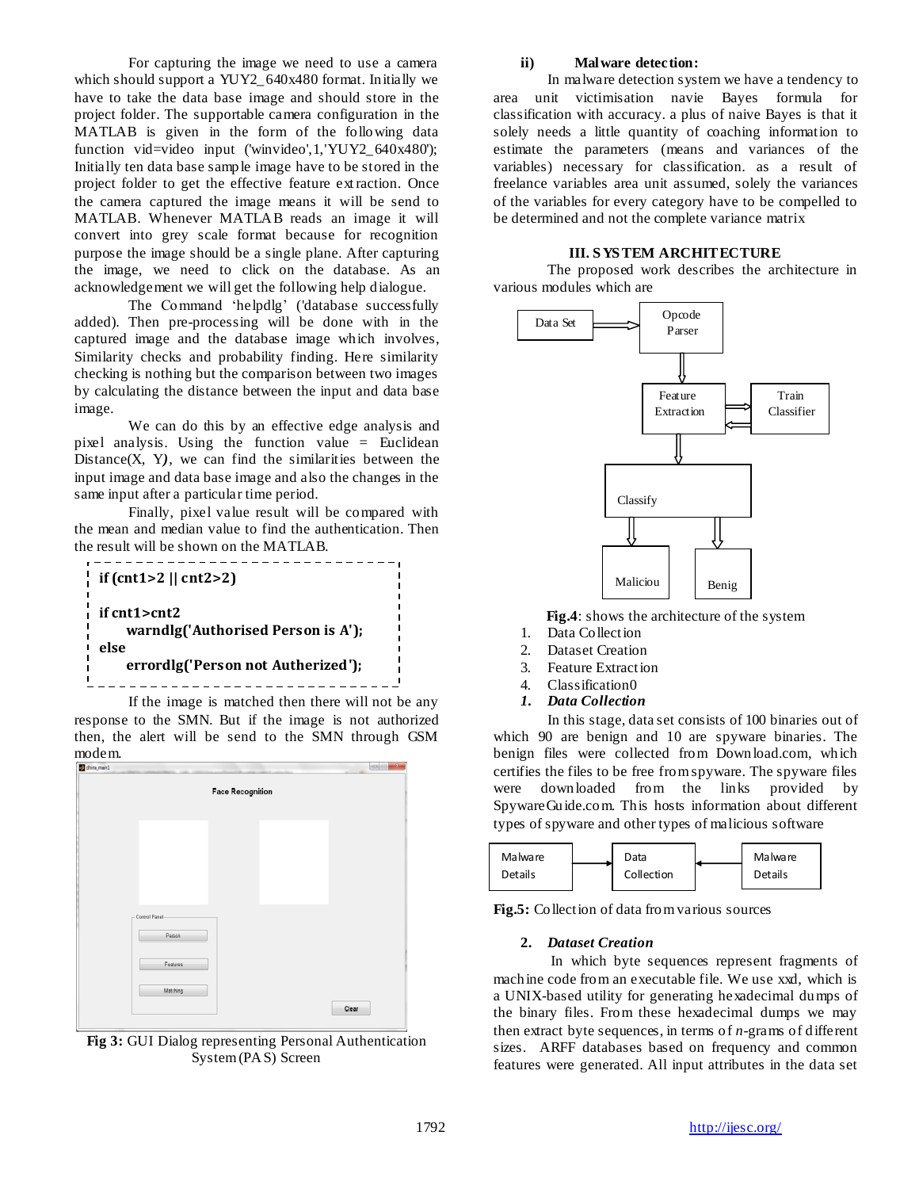For capturing the image we need to use a camera which should support a YUY2_640x480 format. Initially we have to take the data base image and should store in the project folder. The supportable camera configuration in the MATLAB is given in the form of the following data function vid=video input ('winvideo',1,'YUY2_640x480'); Initially ten data base sample image have to be stored in the project folder to get the effective feature extraction. Once the camera captured the image means it will be send to MATLAB. Whenever MATLAB reads an image it will convert into grey scale format because for recognition purpose the image should be a single plane. After capturing the image, we need to click on the database. As an acknowledgement we will get the following help dialogue.

The Command 'helpdlg' ('database successfully added). Then pre-processing will be done with in the captured image and the database image which involves, Similarity checks and probability finding. Here similarity checking is nothing but the comparison between two images by calculating the distance between the input and data base image.

We can do this by an effective edge analysis and pixel analysis. Using the function value = Euclidean Distance(X, Y), we can find the similarities between the input image and data base image and also the changes in the same input after a particular time period.

Finally, pixel value result will be compared with the mean and median value to find the authentication. Then the result will be shown on the MATLAB.

```
if (cnt1>2 || cnt2>2)

if cnt1>cnt2
    warndlg('Authorised Person is A');
else
    errordlg('Person not Autherized');
```

If the image is matched then there will not be any response to the SMN. But if the image is not authorized then, the alert will be send to the SMN through GSM modem.

Face Recognition

Control Panel

Person

Features

Matching

Clear

**Fig 3:** GUI Dialog representing Personal Authentication System (PAS) Screen

**ii) Malware detection:**

In malware detection system we have a tendency to area unit victimisation navie Bayes formula for classification with accuracy. a plus of naive Bayes is that it solely needs a little quantity of coaching information to estimate the parameters (means and variances of the variables) necessary for classification. as a result of freelance variables area unit assumed, solely the variances of the variables for every category have to be compelled to be determined and not the complete variance matrix

## III. SYSTEM ARCHITECTURE

The proposed work describes the architecture in various modules which are

Data Set

Opcode Parser

Feature Extraction

Train Classifier

Classify

Maliciou

Benig

**Fig.4**: shows the architecture of the system

1. Data Collection
2. Dataset Creation
3. Feature Extraction
4. Classification0

***1. Data Collection***

In this stage, data set consists of 100 binaries out of which 90 are benign and 10 are spyware binaries. The benign files were collected from Download.com, which certifies the files to be free from spyware. The spyware files were downloaded from the links provided by SpywareGuide.com. This hosts information about different types of spyware and other types of malicious software

Malware Details

Data Collection

Malware Details

**Fig.5:** Collection of data from various sources

***2. Dataset Creation***

In which byte sequences represent fragments of machine code from an executable file. We use xxd, which is a UNIX-based utility for generating hexadecimal dumps of the binary files. From these hexadecimal dumps we may then extract byte sequences, in terms of *n*-grams of different sizes. ARFF databases based on frequency and common features were generated. All input attributes in the data set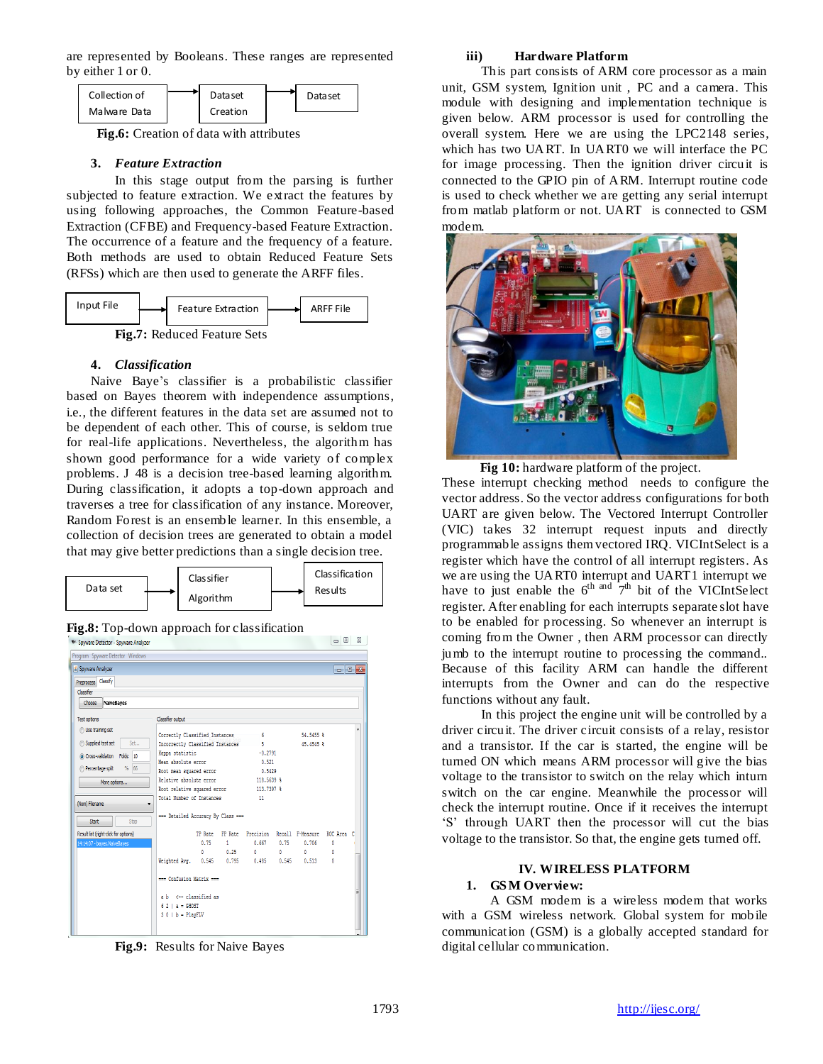are represented by Booleans. These ranges are represented by either 1 or 0.

Collection of Malware Data → Dataset Creation → Dataset

**Fig.6:** Creation of data with attributes

### 3. *Feature Extraction*

In this stage output from the parsing is further subjected to feature extraction. We extract the features by using following approaches, the Common Feature-based Extraction (CFBE) and Frequency-based Feature Extraction. The occurrence of a feature and the frequency of a feature. Both methods are used to obtain Reduced Feature Sets (RFSs) which are then used to generate the ARFF files.

Input File → Feature Extraction → ARFF File

**Fig.7:** Reduced Feature Sets

### 4. *Classification*

Naive Baye's classifier is a probabilistic classifier based on Bayes theorem with independence assumptions, i.e., the different features in the data set are assumed not to be dependent of each other. This of course, is seldom true for real-life applications. Nevertheless, the algorithm has shown good performance for a wide variety of complex problems. J 48 is a decision tree-based learning algorithm. During classification, it adopts a top-down approach and traverses a tree for classification of any instance. Moreover, Random Forest is an ensemble learner. In this ensemble, a collection of decision trees are generated to obtain a model that may give better predictions than a single decision tree.

Data set → Classifier Algorithm → Classification Results

**Fig.8:** Top-down approach for classification

**Fig.9:** Results for Naive Bayes

### iii) Hardware Platform

This part consists of ARM core processor as a main unit, GSM system, Ignition unit , PC and a camera. This module with designing and implementation technique is given below. ARM processor is used for controlling the overall system. Here we are using the LPC2148 series, which has two UART. In UART0 we will interface the PC for image processing. Then the ignition driver circuit is connected to the GPIO pin of ARM. Interrupt routine code is used to check whether we are getting any serial interrupt from matlab platform or not. UART is connected to GSM modem.

**Fig 10:** hardware platform of the project.

These interrupt checking method needs to configure the vector address. So the vector address configurations for both UART are given below. The Vectored Interrupt Controller (VIC) takes 32 interrupt request inputs and directly programmable assigns them vectored IRQ. VICIntSelect is a register which have the control of all interrupt registers. As we are using the UART0 interrupt and UART1 interrupt we have to just enable the 6th and 7th bit of the VICIntSelect register. After enabling for each interrupts separate slot have to be enabled for processing. So whenever an interrupt is coming from the Owner , then ARM processor can directly jumb to the interrupt routine to processing the command.. Because of this facility ARM can handle the different interrupts from the Owner and can do the respective functions without any fault.

In this project the engine unit will be controlled by a driver circuit. The driver circuit consists of a relay, resistor and a transistor. If the car is started, the engine will be turned ON which means ARM processor will give the bias voltage to the transistor to switch on the relay which inturn switch on the car engine. Meanwhile the processor will check the interrupt routine. Once if it receives the interrupt 'S' through UART then the processor will cut the bias voltage to the transistor. So that, the engine gets turned off.

## IV. WIRELESS PLATFORM

### 1. GSM Overview:

A GSM modem is a wireless modem that works with a GSM wireless network. Global system for mobile communication (GSM) is a globally accepted standard for digital cellular communication.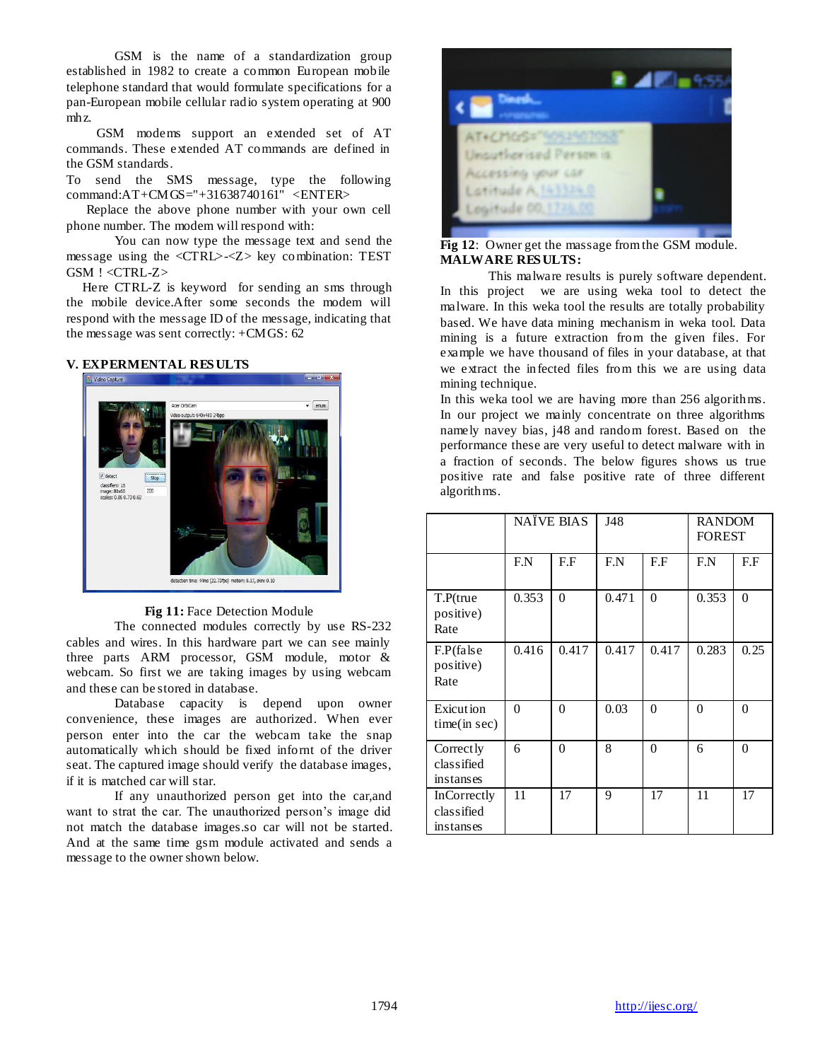GSM is the name of a standardization group established in 1982 to create a common European mobile telephone standard that would formulate specifications for a pan-European mobile cellular radio system operating at 900 mhz.

GSM modems support an extended set of AT commands. These extended AT commands are defined in the GSM standards.

To send the SMS message, type the following command:AT+CMGS="+31638740161" <ENTER>

Replace the above phone number with your own cell phone number. The modem will respond with:

You can now type the message text and send the message using the <CTRL>-<Z> key combination: TEST GSM ! <CTRL-Z>

Here CTRL-Z is keyword for sending an sms through the mobile device.After some seconds the modem will respond with the message ID of the message, indicating that the message was sent correctly: +CMGS: 62

## V. EXPERMENTAL RESULTS

**Fig 11:** Face Detection Module

The connected modules correctly by use RS-232 cables and wires. In this hardware part we can see mainly three parts ARM processor, GSM module, motor & webcam. So first we are taking images by using webcam and these can be stored in database.

Database capacity is depend upon owner convenience, these images are authorized. When ever person enter into the car the webcam take the snap automatically which should be fixed infornt of the driver seat. The captured image should verify the database images, if it is matched car will star.

If any unauthorized person get into the car,and want to strat the car. The unauthorized person's image did not match the database images.so car will not be started. And at the same time gsm module activated and sends a message to the owner shown below.

**Fig 12**: Owner get the massage from the GSM module.

**MALWARE RESULTS:**

This malware results is purely software dependent. In this project we are using weka tool to detect the malware. In this weka tool the results are totally probability based. We have data mining mechanism in weka tool. Data mining is a future extraction from the given files. For example we have thousand of files in your database, at that we extract the infected files from this we are using data mining technique.

In this weka tool we are having more than 256 algorithms. In our project we mainly concentrate on three algorithms namely navey bias, j48 and random forest. Based on the performance these are very useful to detect malware with in a fraction of seconds. The below figures shows us true positive rate and false positive rate of three different algorithms.

| | NAÏVE BIAS | | J48 | | RANDOM FOREST | |
|---|---|---|---|---|---|---|
| | F.N | F.F | F.N | F.F | F.N | F.F |
| T.P(true positive) Rate | 0.353 | 0 | 0.471 | 0 | 0.353 | 0 |
| F.P(false positive) Rate | 0.416 | 0.417 | 0.417 | 0.417 | 0.283 | 0.25 |
| Exicution time(in sec) | 0 | 0 | 0.03 | 0 | 0 | 0 |
| Correctly classified instanses | 6 | 0 | 8 | 0 | 6 | 0 |
| InCorrectly classified instanses | 11 | 17 | 9 | 17 | 11 | 17 |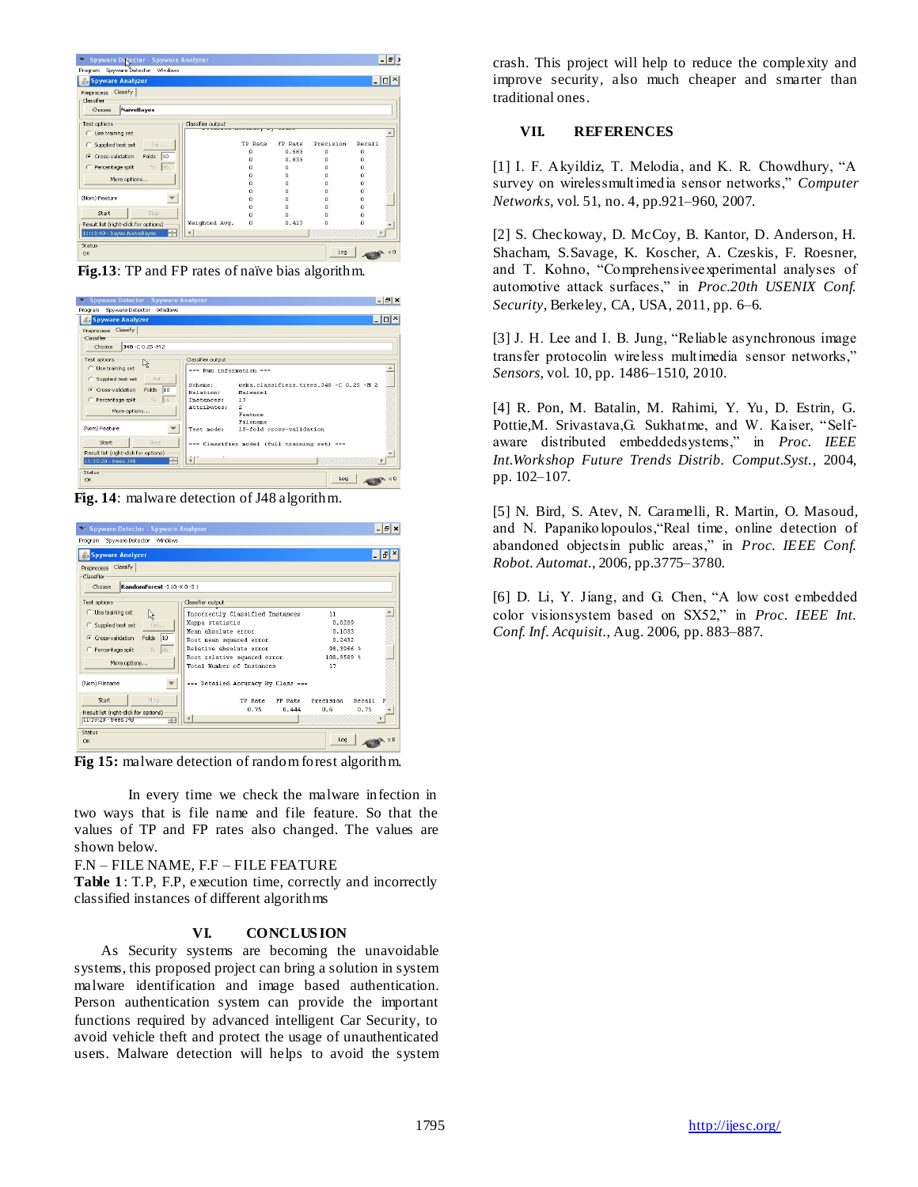Fig.13: TP and FP rates of naïve bias algorithm.

**Fig. 14**: malware detection of J48 algorithm.

**Fig 15:** malware detection of random forest algorithm.

In every time we check the malware infection in two ways that is file name and file feature. So that the values of TP and FP rates also changed. The values are shown below.

F.N – FILE NAME, F.F – FILE FEATURE

**Table 1**: T.P, F.P, execution time, correctly and incorrectly classified instances of different algorithms

## VI. CONCLUSION

As Security systems are becoming the unavoidable systems, this proposed project can bring a solution in system malware identification and image based authentication. Person authentication system can provide the important functions required by advanced intelligent Car Security, to avoid vehicle theft and protect the usage of unauthenticated users. Malware detection will helps to avoid the system crash. This project will help to reduce the complexity and improve security, also much cheaper and smarter than traditional ones.

## VII. REFERENCES

[1] I. F. Akyildiz, T. Melodia, and K. R. Chowdhury, "A survey on wirelessmultimedia sensor networks," *Computer Networks*, vol. 51, no. 4, pp.921–960, 2007.

[2] S. Checkoway, D. McCoy, B. Kantor, D. Anderson, H. Shacham, S.Savage, K. Koscher, A. Czeskis, F. Roesner, and T. Kohno, "Comprehensiveexperimental analyses of automotive attack surfaces," in *Proc.20th USENIX Conf. Security*, Berkeley, CA, USA, 2011, pp. 6–6.

[3] J. H. Lee and I. B. Jung, "Reliable asynchronous image transfer protocolin wireless multimedia sensor networks," *Sensors*, vol. 10, pp. 1486–1510, 2010.

[4] R. Pon, M. Batalin, M. Rahimi, Y. Yu, D. Estrin, G. Pottie,M. Srivastava,G. Sukhatme, and W. Kaiser, "Self-aware distributed embeddedsystems," in *Proc. IEEE Int.Workshop Future Trends Distrib. Comput.Syst.*, 2004, pp. 102–107.

[5] N. Bird, S. Atev, N. Caramelli, R. Martin, O. Masoud, and N. Papanikolopoulos,"Real time, online detection of abandoned objectsin public areas," in *Proc. IEEE Conf. Robot. Automat.*, 2006, pp.3775–3780.

[6] D. Li, Y. Jiang, and G. Chen, "A low cost embedded color visionsystem based on SX52," in *Proc. IEEE Int. Conf. Inf. Acquisit.*, Aug. 2006, pp. 883–887.